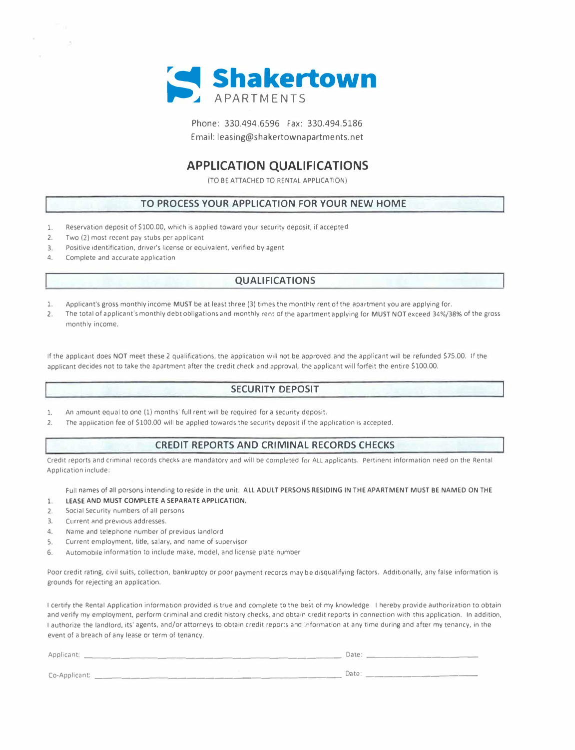# Shakertown

APARTMENTS

Phone: 330.494.6596 Fax: 330.494.5186

Email: leasing@shakertownapartments.net

## APPLICATION QUALIFICATIONS

(TO BE ATTACHED TO RENTAL APPLICATION)

### TO PROCESS YOUR APPLICATION FOR YOUR NEW HOME

1. Reservation deposit of $100.00, which is applied toward your security deposit, if accepted
2. Two (2) most recent pay stubs per applicant
3. Positive identification, driver's license or equivalent, verified by agent
4. Complete and accurate application

### QUALIFICATIONS

1. Applicant's gross monthly income **MUST** be at least three (3) times the monthly rent of the apartment you are applying for.
2. The total of applicant's monthly debt obligations and monthly rent of the apartment applying for **MUST NOT** exceed **34%/38%** of the gross monthly income.

If the applicant does **NOT** meet these 2 qualifications, the application will not be approved and the applicant will be refunded $75.00. If the applicant decides not to take the apartment after the credit check and approval, the applicant will forfeit the entire $100.00.

### SECURITY DEPOSIT

1. An amount equal to one (1) months' full rent will be required for a security deposit.
2. The application fee of $100.00 will be applied towards the security deposit if the application is accepted.

### CREDIT REPORTS AND CRIMINAL RECORDS CHECKS

Credit reports and criminal records checks are mandatory and will be completed for ALL applicants. Pertinent information need on the Rental Application include:

1. Full names of all persons intending to reside in the unit. **ALL ADULT PERSONS RESIDING IN THE APARTMENT MUST BE NAMED ON THE LEASE AND MUST COMPLETE A SEPARATE APPLICATION.**
2. Social Security numbers of all persons
3. Current and previous addresses.
4. Name and telephone number of previous landlord
5. Current employment, title, salary, and name of supervisor
6. Automobile information to include make, model, and license plate number

Poor credit rating, civil suits, collection, bankruptcy or poor payment records may be disqualifying factors. Additionally, any false information is grounds for rejecting an application.

I certify the Rental Application information provided is true and complete to the best of my knowledge. I hereby provide authorization to obtain and verify my employment, perform criminal and credit history checks, and obtain credit reports in connection with this application. In addition, I authorize the landlord, its' agents, and/or attorneys to obtain credit reports and information at any time during and after my tenancy, in the event of a breach of any lease or term of tenancy.

Applicant: ______________________________ Date: ______________

Co-Applicant: ______________________________ Date: ______________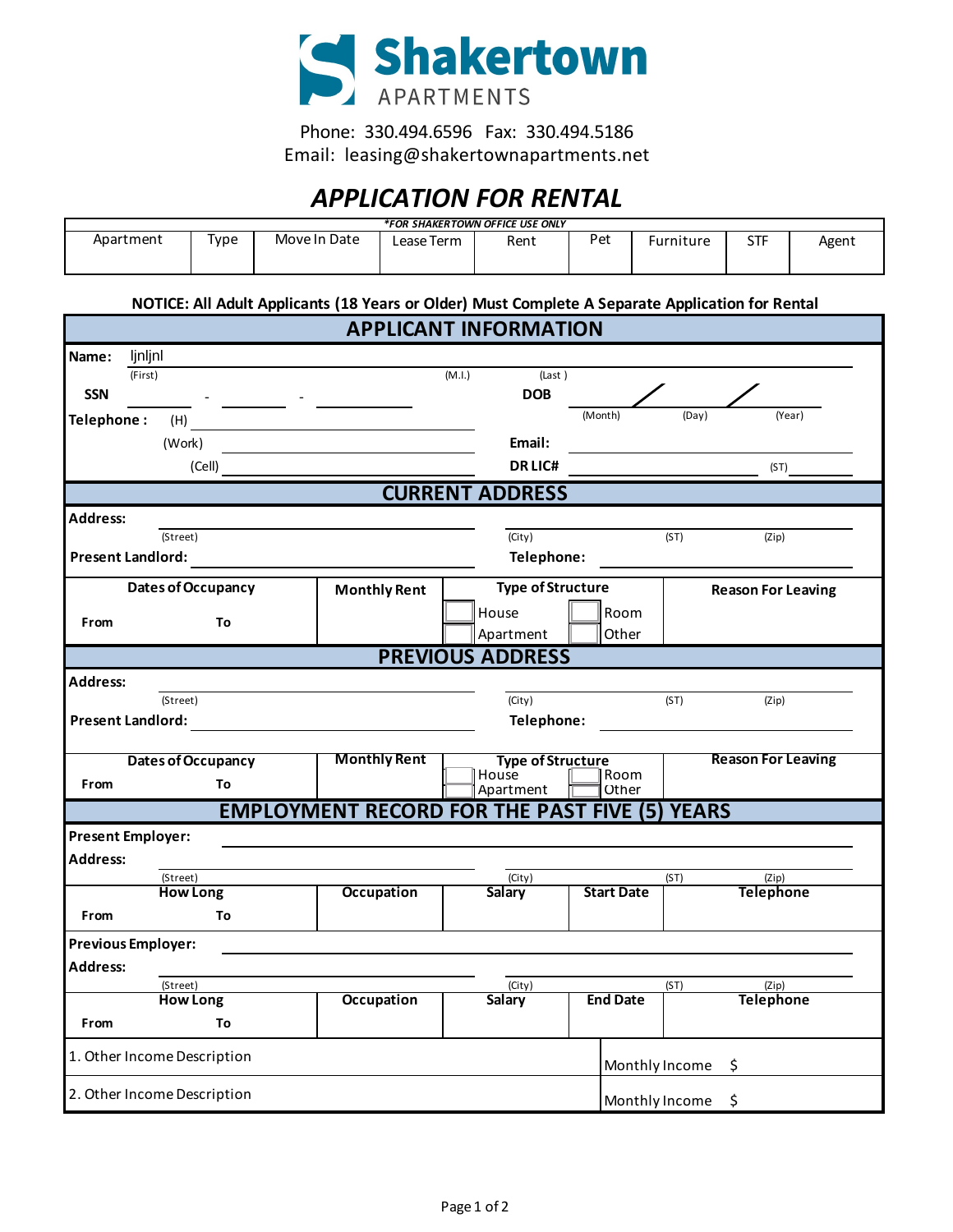# Shakertown

APARTMENTS

Phone: 330.494.6596 Fax: 330.494.5186
Email: leasing@shakertownapartments.net

## *APPLICATION FOR RENTAL*

***FOR SHAKERTOWN OFFICE USE ONLY***

| Apartment | Type | Move In Date | Lease Term | Rent | Pet | Furniture | STF | Agent |
|---|---|---|---|---|---|---|---|---|
| | | | | | | | | |

**NOTICE: All Adult Applicants (18 Years or Older) Must Complete A Separate Application for Rental**

## APPLICANT INFORMATION

**Name:** ljnljnl
(First) (M.I.) (Last )

**SSN** ___ - ___ - ___ **DOB** ___ / ___ / ___
(Month) (Day) (Year)

**Telephone :** (H) ___

(Work) ___ **Email:** ___

(Cell) ___ **DR LIC#** ___ (ST) ___

## CURRENT ADDRESS

**Address:** ___
(Street) (City) (ST) (Zip)

**Present Landlord:** ___ **Telephone:** ___

| Dates of Occupancy | | Monthly Rent | Type of Structure | | Reason For Leaving |
|---|---|---|---|---|---|
| From | To | | ☐ House ☐ Apartment | ☐ Room ☐ Other | |

## PREVIOUS ADDRESS

**Address:** ___
(Street) (City) (ST) (Zip)

**Present Landlord:** ___ **Telephone:** ___

| Dates of Occupancy | | Monthly Rent | Type of Structure | | Reason For Leaving |
|---|---|---|---|---|---|
| From | To | | ☐ House ☐ Apartment | ☐ Room ☐ Other | |

## EMPLOYMENT RECORD FOR THE PAST FIVE (5) YEARS

**Present Employer:** ___

**Address:** ___
(Street) (City) (ST) (Zip)

| How Long | | Occupation | Salary | Start Date | Telephone |
|---|---|---|---|---|---|
| From | To | | | | |

**Previous Employer:** ___

**Address:** ___
(Street) (City) (ST) (Zip)

| How Long | | Occupation | Salary | End Date | Telephone |
|---|---|---|---|---|---|
| From | To | | | | |

| | |
|---|---|
| 1. Other Income Description | Monthly Income $ |
| 2. Other Income Description | Monthly Income $ |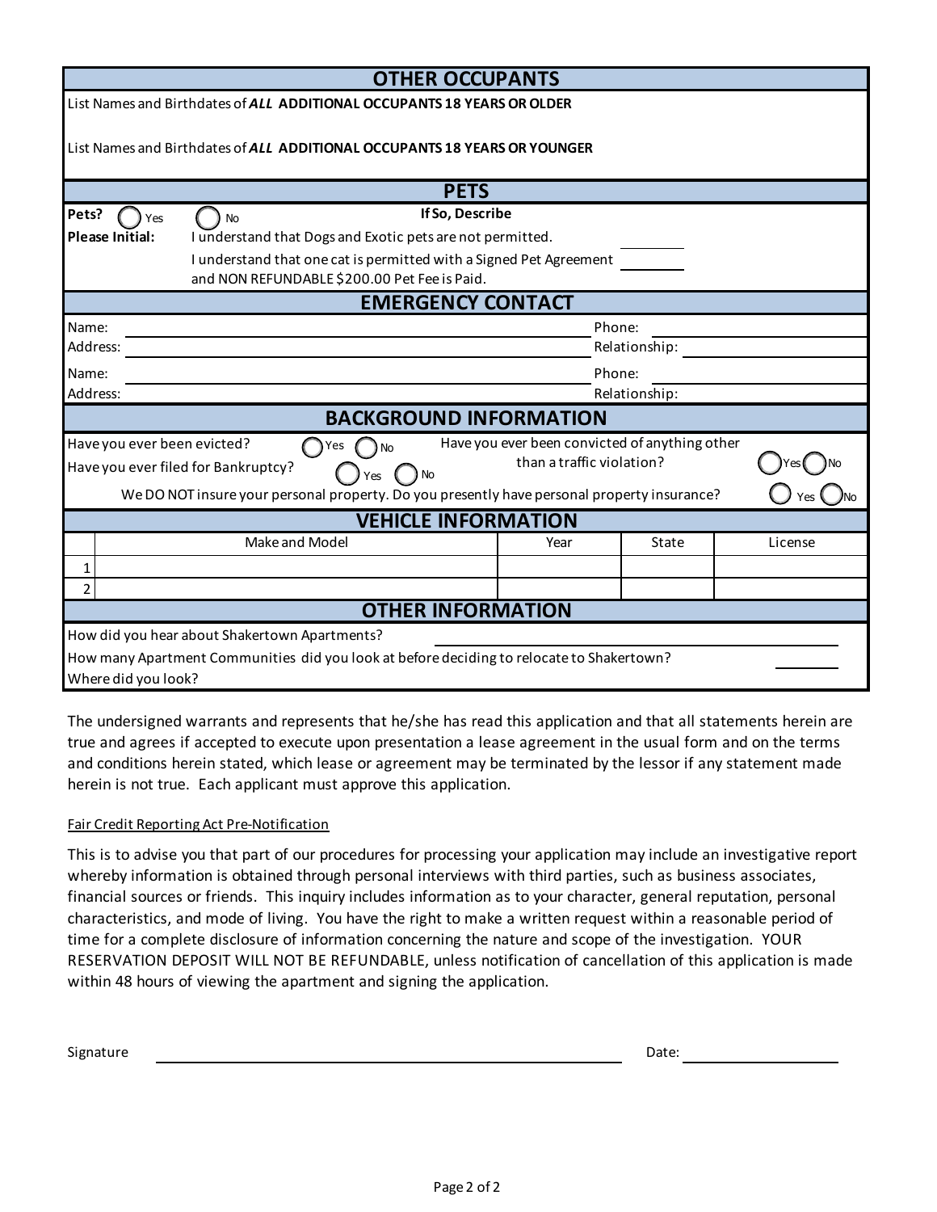## OTHER OCCUPANTS

List Names and Birthdates of ***ALL*** **ADDITIONAL OCCUPANTS 18 YEARS OR OLDER**

List Names and Birthdates of ***ALL*** **ADDITIONAL OCCUPANTS 18 YEARS OR YOUNGER**

## PETS

**Pets?** ◯ Yes ◯ No **If So, Describe**

**Please Initial:** I understand that Dogs and Exotic pets are not permitted. ________

I understand that one cat is permitted with a Signed Pet Agreement and NON REFUNDABLE $200.00 Pet Fee is Paid. ________

## EMERGENCY CONTACT

Name: ______________________ Phone: ______________________

Address: ______________________ Relationship: ______________________

Name: ______________________ Phone: ______________________

Address: Relationship:

## BACKGROUND INFORMATION

Have you ever been evicted? ◯ Yes ◯ No

Have you ever filed for Bankruptcy? ◯ Yes ◯ No

Have you ever been convicted of anything other than a traffic violation? ◯ Yes ◯ No

We DO NOT insure your personal property. Do you presently have personal property insurance? ◯ Yes ◯ No

## VEHICLE INFORMATION

| | Make and Model | Year | State | License |
|---|---|---|---|---|
| 1 | | | | |
| 2 | | | | |

## OTHER INFORMATION

How did you hear about Shakertown Apartments? ______________________

How many Apartment Communities did you look at before deciding to relocate to Shakertown? ________

Where did you look?

The undersigned warrants and represents that he/she has read this application and that all statements herein are true and agrees if accepted to execute upon presentation a lease agreement in the usual form and on the terms and conditions herein stated, which lease or agreement may be terminated by the lessor if any statement made herein is not true. Each applicant must approve this application.

Fair Credit Reporting Act Pre-Notification

This is to advise you that part of our procedures for processing your application may include an investigative report whereby information is obtained through personal interviews with third parties, such as business associates, financial sources or friends. This inquiry includes information as to your character, general reputation, personal characteristics, and mode of living. You have the right to make a written request within a reasonable period of time for a complete disclosure of information concerning the nature and scope of the investigation. YOUR RESERVATION DEPOSIT WILL NOT BE REFUNDABLE, unless notification of cancellation of this application is made within 48 hours of viewing the apartment and signing the application.

Signature ______________________________ Date: ______________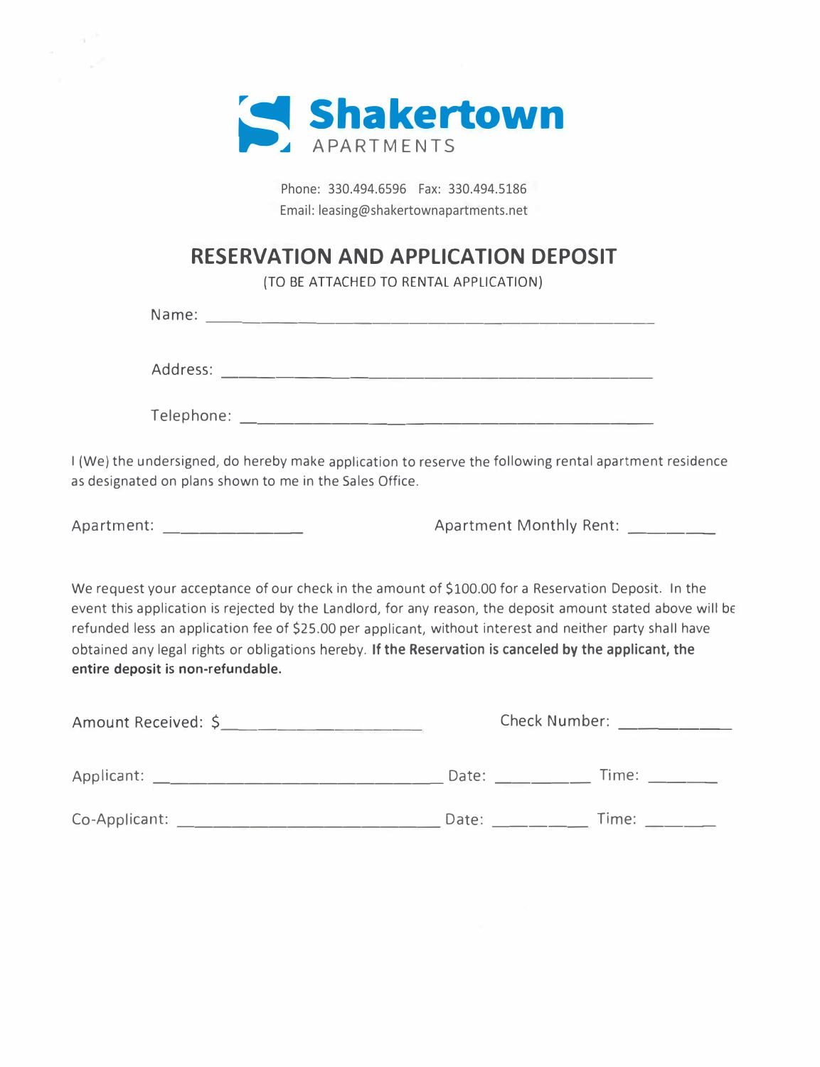**Shakertown**
APARTMENTS

Phone: 330.494.6596 Fax: 330.494.5186
Email: leasing@shakertownapartments.net

## RESERVATION AND APPLICATION DEPOSIT

(TO BE ATTACHED TO RENTAL APPLICATION)

Name: ______________________________________________

Address: ____________________________________________

Telephone: __________________________________________

I (We) the undersigned, do hereby make application to reserve the following rental apartment residence as designated on plans shown to me in the Sales Office.

Apartment: _______________ Apartment Monthly Rent: ________

We request your acceptance of our check in the amount of $100.00 for a Reservation Deposit. In the event this application is rejected by the Landlord, for any reason, the deposit amount stated above will be refunded less an application fee of $25.00 per applicant, without interest and neither party shall have obtained any legal rights or obligations hereby. **If the Reservation is canceled by the applicant, the entire deposit is non-refundable.**

Amount Received: $_____________________ Check Number: ____________

Applicant: ________________________________ Date: __________ Time: _______

Co-Applicant: _____________________________ Date: __________ Time: _______